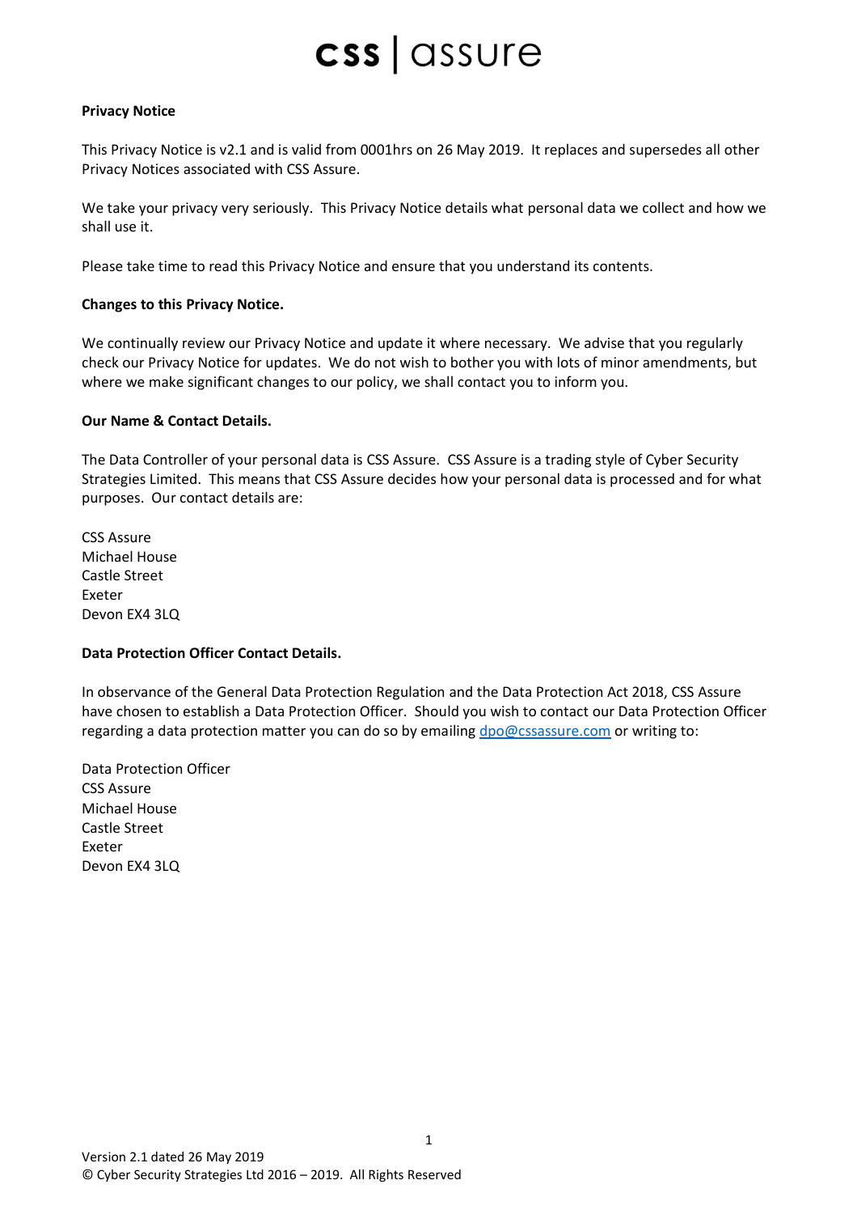# Privacy Notice

This Privacy Notice is v2.1 and is valid from 0001hrs on 26 May 2019. It replaces and supersedes all other Privacy Notices associated with CSS Assure.

We take your privacy very seriously. This Privacy Notice details what personal data we collect and how we shall use it.

Please take time to read this Privacy Notice and ensure that you understand its contents.

## Changes to this Privacy Notice.

We continually review our Privacy Notice and update it where necessary. We advise that you regularly check our Privacy Notice for updates. We do not wish to bother you with lots of minor amendments, but where we make significant changes to our policy, we shall contact you to inform you.

## Our Name & Contact Details.

The Data Controller of your personal data is CSS Assure. CSS Assure is a trading style of Cyber Security Strategies Limited. This means that CSS Assure decides how your personal data is processed and for what purposes. Our contact details are:

CSS Assure
Michael House
Castle Street
Exeter
Devon EX4 3LQ

## Data Protection Officer Contact Details.

In observance of the General Data Protection Regulation and the Data Protection Act 2018, CSS Assure have chosen to establish a Data Protection Officer. Should you wish to contact our Data Protection Officer regarding a data protection matter you can do so by emailing dpo@cssassure.com or writing to:

Data Protection Officer
CSS Assure
Michael House
Castle Street
Exeter
Devon EX4 3LQ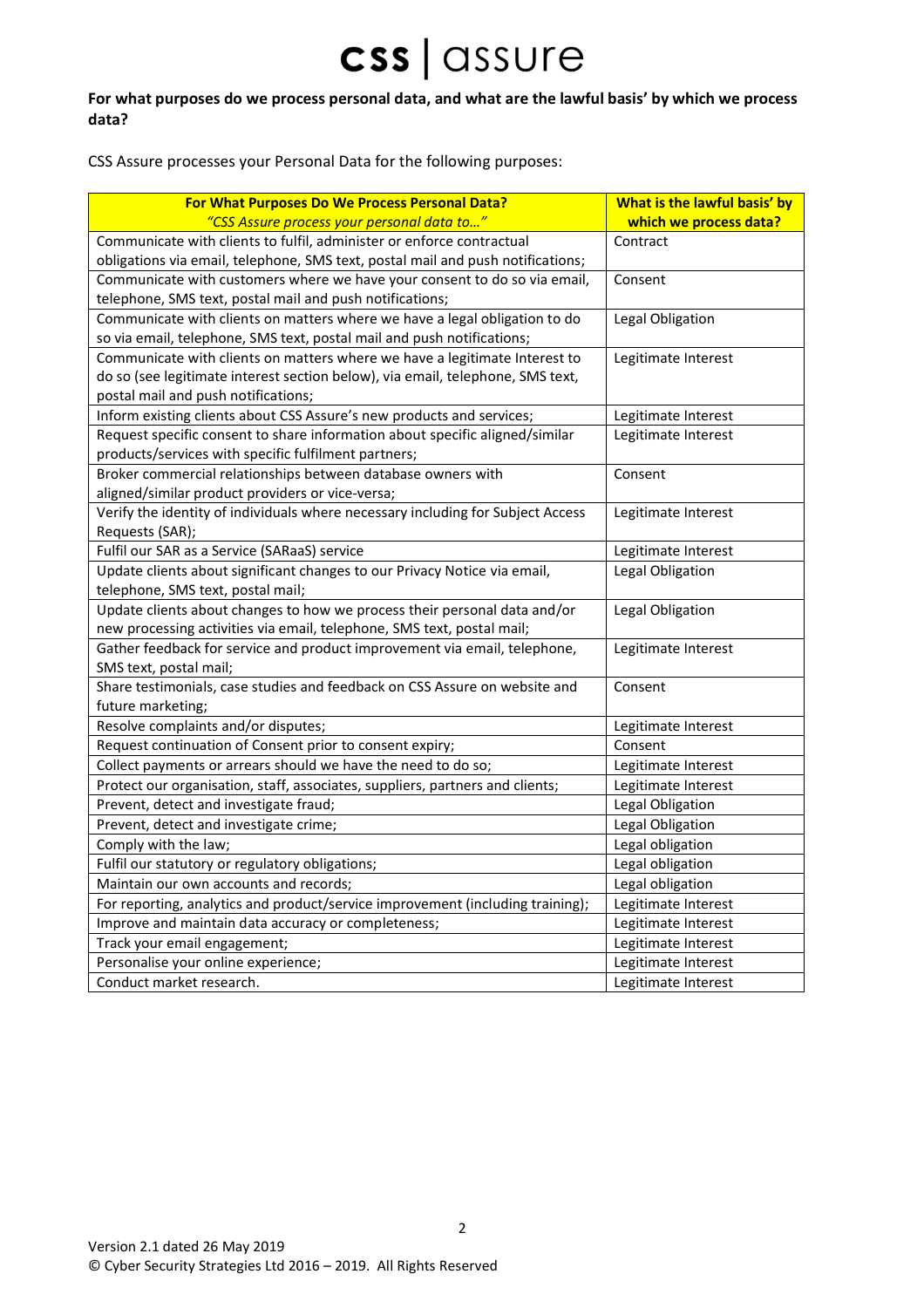**For what purposes do we process personal data, and what are the lawful basis' by which we process data?**

CSS Assure processes your Personal Data for the following purposes:

| **For What Purposes Do We Process Personal Data?** *"CSS Assure process your personal data to…"* | **What is the lawful basis' by which we process data?** |
|---|---|
| Communicate with clients to fulfil, administer or enforce contractual obligations via email, telephone, SMS text, postal mail and push notifications; | Contract |
| Communicate with customers where we have your consent to do so via email, telephone, SMS text, postal mail and push notifications; | Consent |
| Communicate with clients on matters where we have a legal obligation to do so via email, telephone, SMS text, postal mail and push notifications; | Legal Obligation |
| Communicate with clients on matters where we have a legitimate Interest to do so (see legitimate interest section below), via email, telephone, SMS text, postal mail and push notifications; | Legitimate Interest |
| Inform existing clients about CSS Assure's new products and services; | Legitimate Interest |
| Request specific consent to share information about specific aligned/similar products/services with specific fulfilment partners; | Legitimate Interest |
| Broker commercial relationships between database owners with aligned/similar product providers or vice-versa; | Consent |
| Verify the identity of individuals where necessary including for Subject Access Requests (SAR); | Legitimate Interest |
| Fulfil our SAR as a Service (SARaaS) service | Legitimate Interest |
| Update clients about significant changes to our Privacy Notice via email, telephone, SMS text, postal mail; | Legal Obligation |
| Update clients about changes to how we process their personal data and/or new processing activities via email, telephone, SMS text, postal mail; | Legal Obligation |
| Gather feedback for service and product improvement via email, telephone, SMS text, postal mail; | Legitimate Interest |
| Share testimonials, case studies and feedback on CSS Assure on website and future marketing; | Consent |
| Resolve complaints and/or disputes; | Legitimate Interest |
| Request continuation of Consent prior to consent expiry; | Consent |
| Collect payments or arrears should we have the need to do so; | Legitimate Interest |
| Protect our organisation, staff, associates, suppliers, partners and clients; | Legitimate Interest |
| Prevent, detect and investigate fraud; | Legal Obligation |
| Prevent, detect and investigate crime; | Legal Obligation |
| Comply with the law; | Legal obligation |
| Fulfil our statutory or regulatory obligations; | Legal obligation |
| Maintain our own accounts and records; | Legal obligation |
| For reporting, analytics and product/service improvement (including training); | Legitimate Interest |
| Improve and maintain data accuracy or completeness; | Legitimate Interest |
| Track your email engagement; | Legitimate Interest |
| Personalise your online experience; | Legitimate Interest |
| Conduct market research. | Legitimate Interest |

Version 2.1 dated 26 May 2019
© Cyber Security Strategies Ltd 2016 – 2019. All Rights Reserved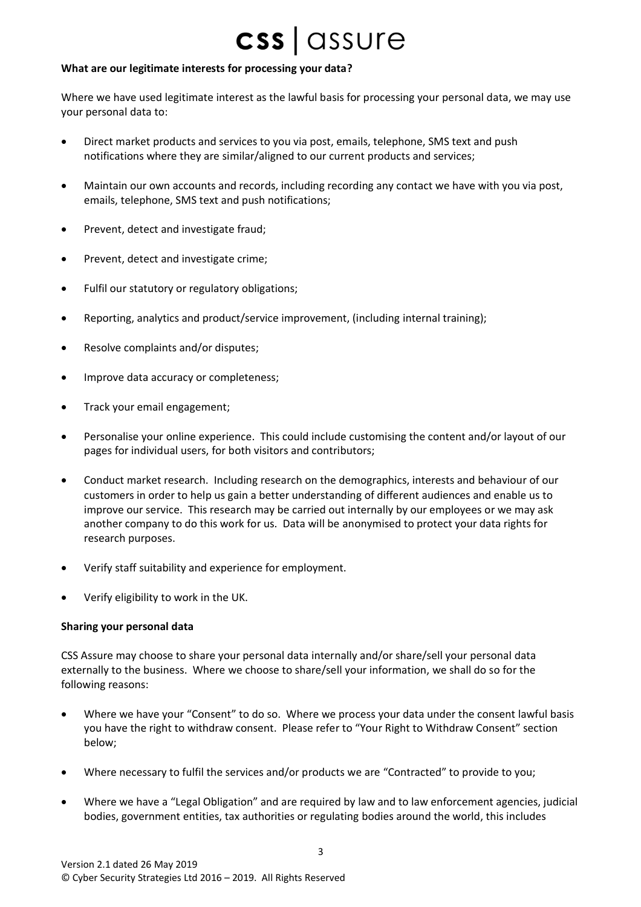**What are our legitimate interests for processing your data?**

Where we have used legitimate interest as the lawful basis for processing your personal data, we may use your personal data to:

- Direct market products and services to you via post, emails, telephone, SMS text and push notifications where they are similar/aligned to our current products and services;
- Maintain our own accounts and records, including recording any contact we have with you via post, emails, telephone, SMS text and push notifications;
- Prevent, detect and investigate fraud;
- Prevent, detect and investigate crime;
- Fulfil our statutory or regulatory obligations;
- Reporting, analytics and product/service improvement, (including internal training);
- Resolve complaints and/or disputes;
- Improve data accuracy or completeness;
- Track your email engagement;
- Personalise your online experience. This could include customising the content and/or layout of our pages for individual users, for both visitors and contributors;
- Conduct market research. Including research on the demographics, interests and behaviour of our customers in order to help us gain a better understanding of different audiences and enable us to improve our service. This research may be carried out internally by our employees or we may ask another company to do this work for us. Data will be anonymised to protect your data rights for research purposes.
- Verify staff suitability and experience for employment.
- Verify eligibility to work in the UK.

**Sharing your personal data**

CSS Assure may choose to share your personal data internally and/or share/sell your personal data externally to the business. Where we choose to share/sell your information, we shall do so for the following reasons:

- Where we have your "Consent" to do so. Where we process your data under the consent lawful basis you have the right to withdraw consent. Please refer to "Your Right to Withdraw Consent" section below;
- Where necessary to fulfil the services and/or products we are "Contracted" to provide to you;
- Where we have a "Legal Obligation" and are required by law and to law enforcement agencies, judicial bodies, government entities, tax authorities or regulating bodies around the world, this includes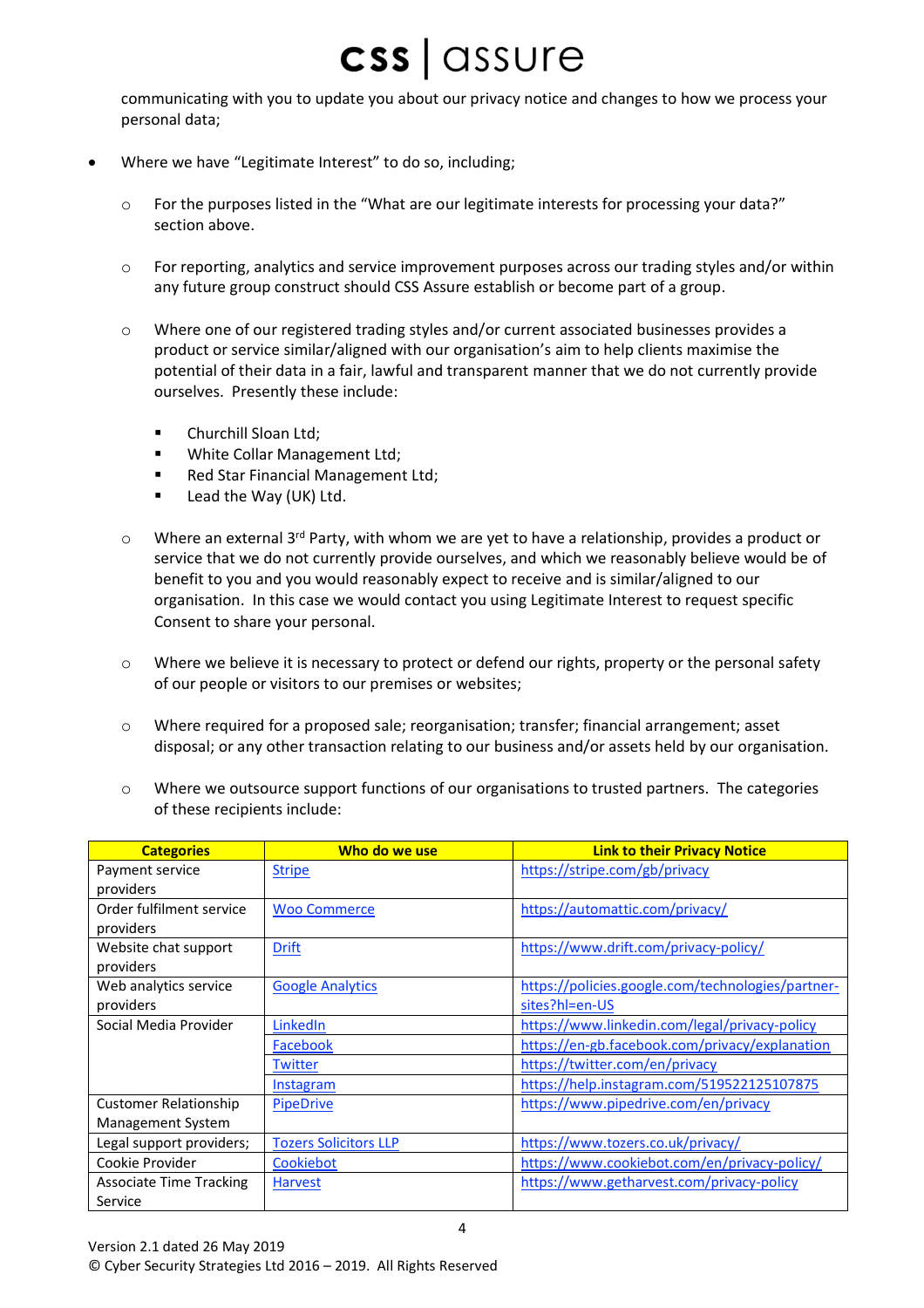communicating with you to update you about our privacy notice and changes to how we process your personal data;

- Where we have "Legitimate Interest" to do so, including;
    - For the purposes listed in the "What are our legitimate interests for processing your data?" section above.
    - For reporting, analytics and service improvement purposes across our trading styles and/or within any future group construct should CSS Assure establish or become part of a group.
    - Where one of our registered trading styles and/or current associated businesses provides a product or service similar/aligned with our organisation's aim to help clients maximise the potential of their data in a fair, lawful and transparent manner that we do not currently provide ourselves. Presently these include:
        - Churchill Sloan Ltd;
        - White Collar Management Ltd;
        - Red Star Financial Management Ltd;
        - Lead the Way (UK) Ltd.
    - Where an external 3rd Party, with whom we are yet to have a relationship, provides a product or service that we do not currently provide ourselves, and which we reasonably believe would be of benefit to you and you would reasonably expect to receive and is similar/aligned to our organisation. In this case we would contact you using Legitimate Interest to request specific Consent to share your personal.
    - Where we believe it is necessary to protect or defend our rights, property or the personal safety of our people or visitors to our premises or websites;
    - Where required for a proposed sale; reorganisation; transfer; financial arrangement; asset disposal; or any other transaction relating to our business and/or assets held by our organisation.
    - Where we outsource support functions of our organisations to trusted partners. The categories of these recipients include:

| Categories | Who do we use | Link to their Privacy Notice |
|---|---|---|
| Payment service providers | Stripe | https://stripe.com/gb/privacy |
| Order fulfilment service providers | Woo Commerce | https://automattic.com/privacy/ |
| Website chat support providers | Drift | https://www.drift.com/privacy-policy/ |
| Web analytics service providers | Google Analytics | https://policies.google.com/technologies/partner-sites?hl=en-US |
| Social Media Provider | LinkedIn | https://www.linkedin.com/legal/privacy-policy |
| | Facebook | https://en-gb.facebook.com/privacy/explanation |
| | Twitter | https://twitter.com/en/privacy |
| | Instagram | https://help.instagram.com/519522125107875 |
| Customer Relationship Management System | PipeDrive | https://www.pipedrive.com/en/privacy |
| Legal support providers; | Tozers Solicitors LLP | https://www.tozers.co.uk/privacy/ |
| Cookie Provider | Cookiebot | https://www.cookiebot.com/en/privacy-policy/ |
| Associate Time Tracking Service | Harvest | https://www.getharvest.com/privacy-policy |

Version 2.1 dated 26 May 2019
© Cyber Security Strategies Ltd 2016 – 2019. All Rights Reserved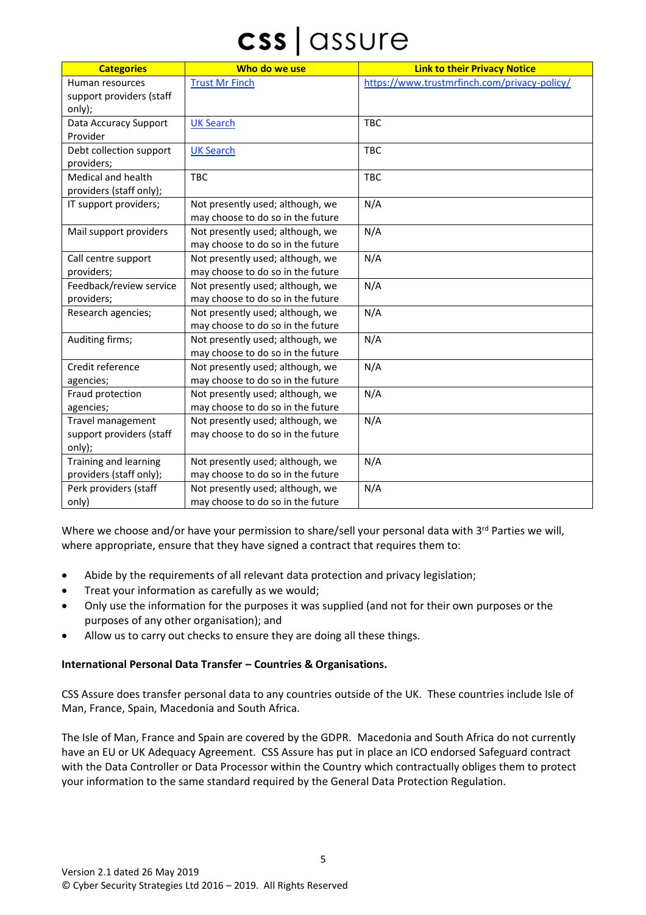| Categories | Who do we use | Link to their Privacy Notice |
|---|---|---|
| Human resources support providers (staff only); | Trust Mr Finch | https://www.trustmrfinch.com/privacy-policy/ |
| Data Accuracy Support Provider | UK Search | TBC |
| Debt collection support providers; | UK Search | TBC |
| Medical and health providers (staff only); | TBC | TBC |
| IT support providers; | Not presently used; although, we may choose to do so in the future | N/A |
| Mail support providers | Not presently used; although, we may choose to do so in the future | N/A |
| Call centre support providers; | Not presently used; although, we may choose to do so in the future | N/A |
| Feedback/review service providers; | Not presently used; although, we may choose to do so in the future | N/A |
| Research agencies; | Not presently used; although, we may choose to do so in the future | N/A |
| Auditing firms; | Not presently used; although, we may choose to do so in the future | N/A |
| Credit reference agencies; | Not presently used; although, we may choose to do so in the future | N/A |
| Fraud protection agencies; | Not presently used; although, we may choose to do so in the future | N/A |
| Travel management support providers (staff only); | Not presently used; although, we may choose to do so in the future | N/A |
| Training and learning providers (staff only); | Not presently used; although, we may choose to do so in the future | N/A |
| Perk providers (staff only) | Not presently used; although, we may choose to do so in the future | N/A |

Where we choose and/or have your permission to share/sell your personal data with 3rd Parties we will, where appropriate, ensure that they have signed a contract that requires them to:

- Abide by the requirements of all relevant data protection and privacy legislation;
- Treat your information as carefully as we would;
- Only use the information for the purposes it was supplied (and not for their own purposes or the purposes of any other organisation); and
- Allow us to carry out checks to ensure they are doing all these things.

**International Personal Data Transfer – Countries & Organisations.**

CSS Assure does transfer personal data to any countries outside of the UK. These countries include Isle of Man, France, Spain, Macedonia and South Africa.

The Isle of Man, France and Spain are covered by the GDPR. Macedonia and South Africa do not currently have an EU or UK Adequacy Agreement. CSS Assure has put in place an ICO endorsed Safeguard contract with the Data Controller or Data Processor within the Country which contractually obliges them to protect your information to the same standard required by the General Data Protection Regulation.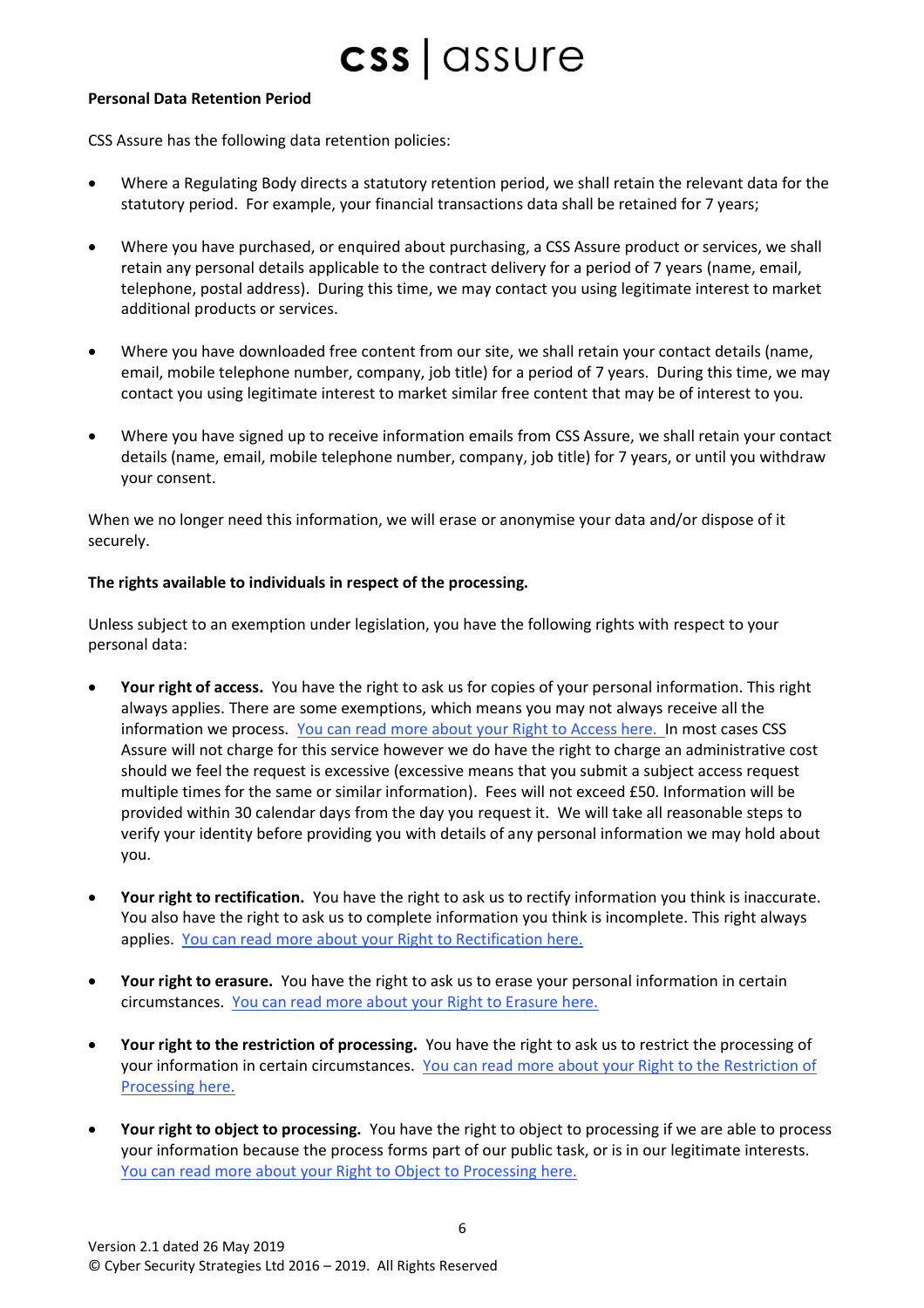**Personal Data Retention Period**

CSS Assure has the following data retention policies:

- Where a Regulating Body directs a statutory retention period, we shall retain the relevant data for the statutory period. For example, your financial transactions data shall be retained for 7 years;

- Where you have purchased, or enquired about purchasing, a CSS Assure product or services, we shall retain any personal details applicable to the contract delivery for a period of 7 years (name, email, telephone, postal address). During this time, we may contact you using legitimate interest to market additional products or services.

- Where you have downloaded free content from our site, we shall retain your contact details (name, email, mobile telephone number, company, job title) for a period of 7 years. During this time, we may contact you using legitimate interest to market similar free content that may be of interest to you.

- Where you have signed up to receive information emails from CSS Assure, we shall retain your contact details (name, email, mobile telephone number, company, job title) for 7 years, or until you withdraw your consent.

When we no longer need this information, we will erase or anonymise your data and/or dispose of it securely.

**The rights available to individuals in respect of the processing.**

Unless subject to an exemption under legislation, you have the following rights with respect to your personal data:

- **Your right of access.** You have the right to ask us for copies of your personal information. This right always applies. There are some exemptions, which means you may not always receive all the information we process. You can read more about your Right to Access here. In most cases CSS Assure will not charge for this service however we do have the right to charge an administrative cost should we feel the request is excessive (excessive means that you submit a subject access request multiple times for the same or similar information). Fees will not exceed £50. Information will be provided within 30 calendar days from the day you request it. We will take all reasonable steps to verify your identity before providing you with details of any personal information we may hold about you.

- **Your right to rectification.** You have the right to ask us to rectify information you think is inaccurate. You also have the right to ask us to complete information you think is incomplete. This right always applies. You can read more about your Right to Rectification here.

- **Your right to erasure.** You have the right to ask us to erase your personal information in certain circumstances. You can read more about your Right to Erasure here.

- **Your right to the restriction of processing.** You have the right to ask us to restrict the processing of your information in certain circumstances. You can read more about your Right to the Restriction of Processing here.

- **Your right to object to processing.** You have the right to object to processing if we are able to process your information because the process forms part of our public task, or is in our legitimate interests. You can read more about your Right to Object to Processing here.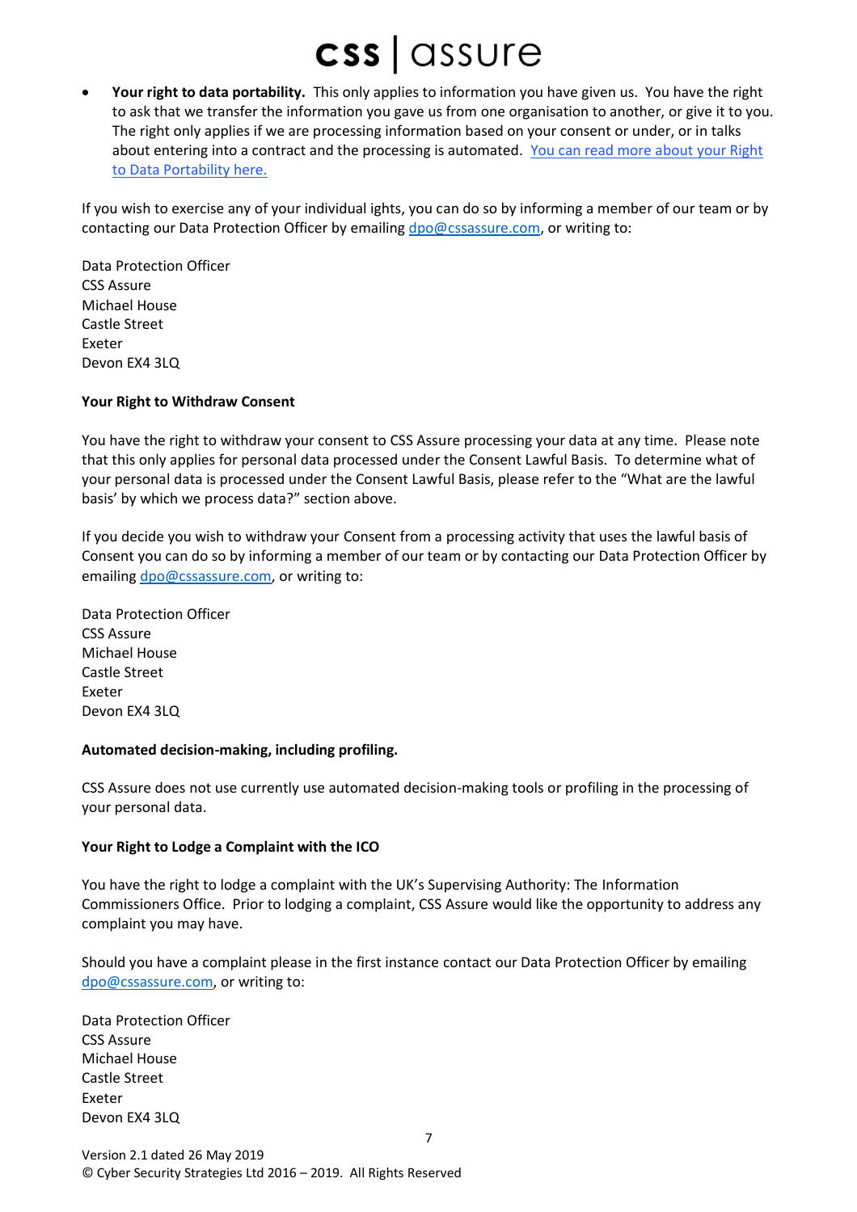- **Your right to data portability.** This only applies to information you have given us. You have the right to ask that we transfer the information you gave us from one organisation to another, or give it to you. The right only applies if we are processing information based on your consent or under, or in talks about entering into a contract and the processing is automated. You can read more about your Right to Data Portability here.

If you wish to exercise any of your individual ights, you can do so by informing a member of our team or by contacting our Data Protection Officer by emailing dpo@cssassure.com, or writing to:

Data Protection Officer
CSS Assure
Michael House
Castle Street
Exeter
Devon EX4 3LQ

**Your Right to Withdraw Consent**

You have the right to withdraw your consent to CSS Assure processing your data at any time. Please note that this only applies for personal data processed under the Consent Lawful Basis. To determine what of your personal data is processed under the Consent Lawful Basis, please refer to the "What are the lawful basis' by which we process data?" section above.

If you decide you wish to withdraw your Consent from a processing activity that uses the lawful basis of Consent you can do so by informing a member of our team or by contacting our Data Protection Officer by emailing dpo@cssassure.com, or writing to:

Data Protection Officer
CSS Assure
Michael House
Castle Street
Exeter
Devon EX4 3LQ

**Automated decision-making, including profiling.**

CSS Assure does not use currently use automated decision-making tools or profiling in the processing of your personal data.

**Your Right to Lodge a Complaint with the ICO**

You have the right to lodge a complaint with the UK's Supervising Authority: The Information Commissioners Office. Prior to lodging a complaint, CSS Assure would like the opportunity to address any complaint you may have.

Should you have a complaint please in the first instance contact our Data Protection Officer by emailing dpo@cssassure.com, or writing to:

Data Protection Officer
CSS Assure
Michael House
Castle Street
Exeter
Devon EX4 3LQ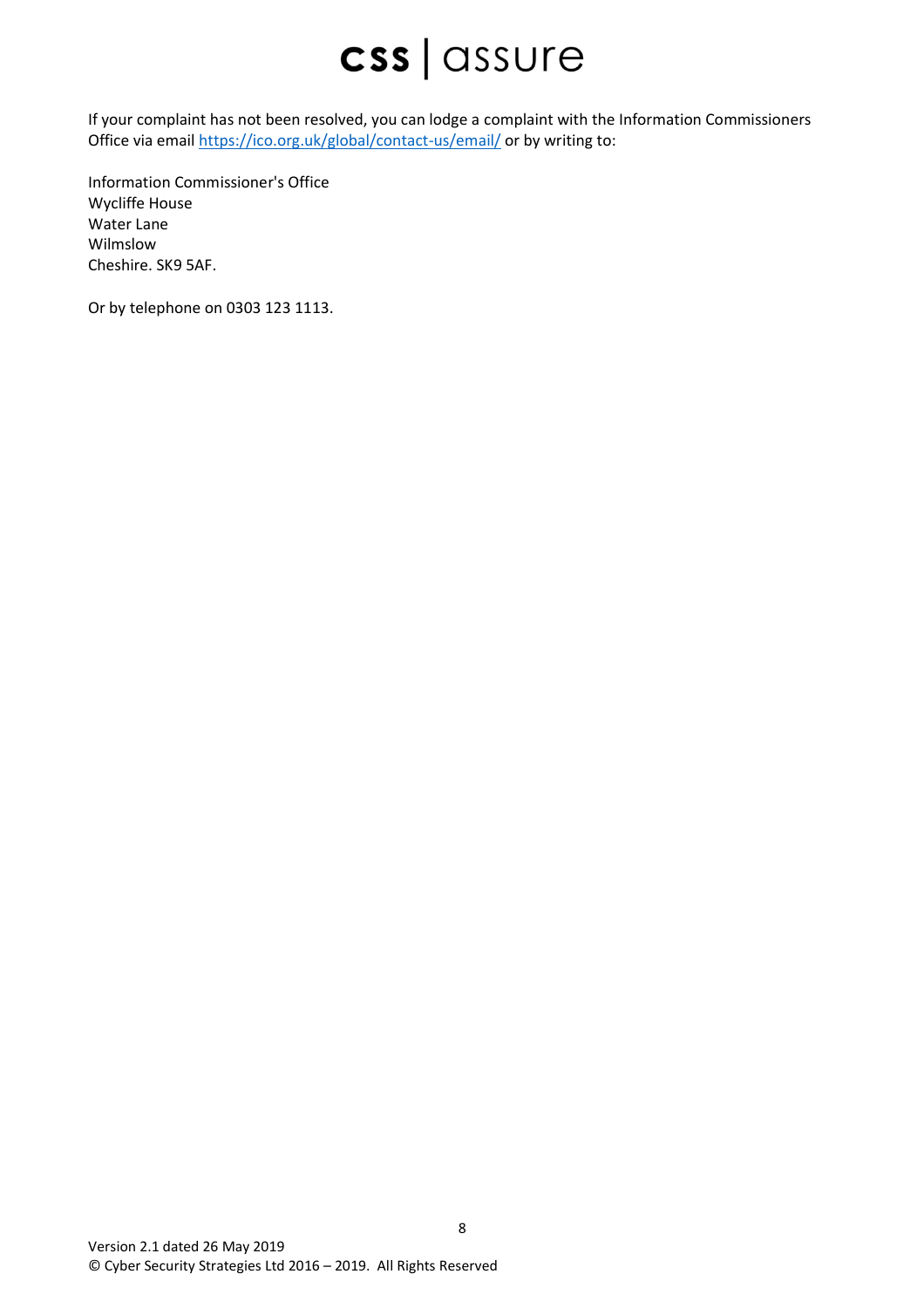If your complaint has not been resolved, you can lodge a complaint with the Information Commissioners Office via email https://ico.org.uk/global/contact-us/email/ or by writing to:

Information Commissioner's Office
Wycliffe House
Water Lane
Wilmslow
Cheshire. SK9 5AF.

Or by telephone on 0303 123 1113.